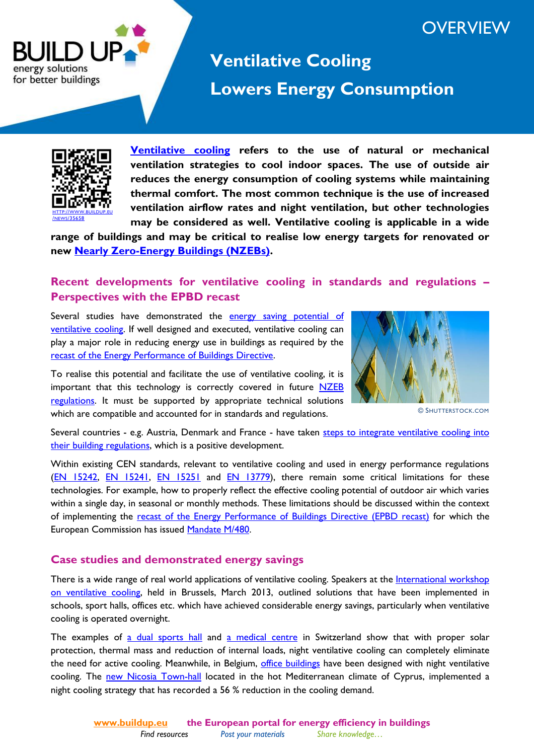OVERVIEW

# Ventilative Cooling Lowers Energy Consumption

HTTP://WWW.BUILDUP.EU/NEWS/35658

**Ventilative cooling refers to the use of natural or mechanical ventilation strategies to cool indoor spaces. The use of outside air reduces the energy consumption of cooling systems while maintaining thermal comfort. The most common technique is the use of increased ventilation airflow rates and night ventilation, but other technologies may be considered as well. Ventilative cooling is applicable in a wide range of buildings and may be critical to realise low energy targets for renovated or new Nearly Zero-Energy Buildings (NZEBs).**

## Recent developments for ventilative cooling in standards and regulations – Perspectives with the EPBD recast

Several studies have demonstrated the energy saving potential of ventilative cooling. If well designed and executed, ventilative cooling can play a major role in reducing energy use in buildings as required by the recast of the Energy Performance of Buildings Directive.

To realise this potential and facilitate the use of ventilative cooling, it is important that this technology is correctly covered in future NZEB regulations. It must be supported by appropriate technical solutions which are compatible and accounted for in standards and regulations.

© SHUTTERSTOCK.COM

Several countries - e.g. Austria, Denmark and France - have taken steps to integrate ventilative cooling into their building regulations, which is a positive development.

Within existing CEN standards, relevant to ventilative cooling and used in energy performance regulations (EN 15242, EN 15241, EN 15251 and EN 13779), there remain some critical limitations for these technologies. For example, how to properly reflect the effective cooling potential of outdoor air which varies within a single day, in seasonal or monthly methods. These limitations should be discussed within the context of implementing the recast of the Energy Performance of Buildings Directive (EPBD recast) for which the European Commission has issued Mandate M/480.

## Case studies and demonstrated energy savings

There is a wide range of real world applications of ventilative cooling. Speakers at the International workshop on ventilative cooling, held in Brussels, March 2013, outlined solutions that have been implemented in schools, sport halls, offices etc. which have achieved considerable energy savings, particularly when ventilative cooling is operated overnight.

The examples of a dual sports hall and a medical centre in Switzerland show that with proper solar protection, thermal mass and reduction of internal loads, night ventilative cooling can completely eliminate the need for active cooling. Meanwhile, in Belgium, office buildings have been designed with night ventilative cooling. The new Nicosia Town-hall located in the hot Mediterranean climate of Cyprus, implemented a night cooling strategy that has recorded a 56 % reduction in the cooling demand.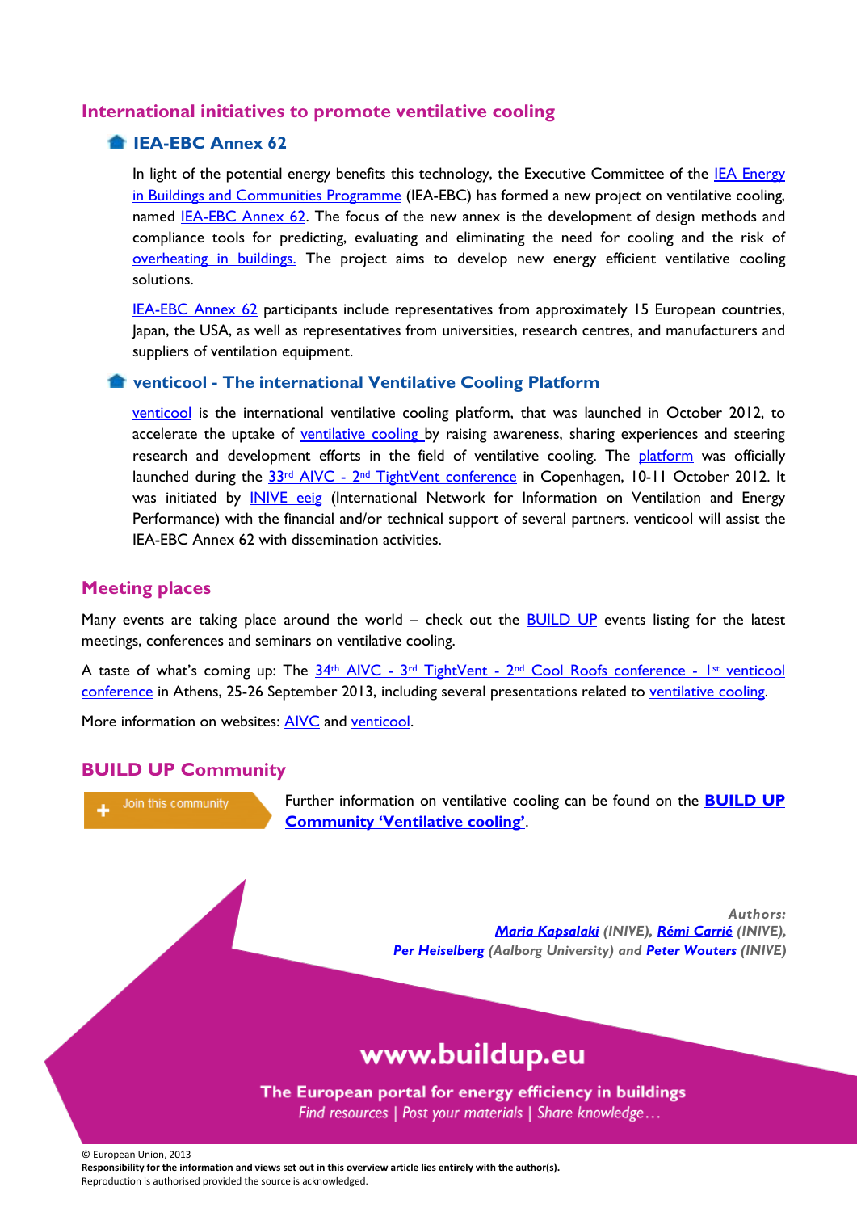## International initiatives to promote ventilative cooling

### IEA-EBC Annex 62

In light of the potential energy benefits this technology, the Executive Committee of the IEA Energy in Buildings and Communities Programme (IEA-EBC) has formed a new project on ventilative cooling, named IEA-EBC Annex 62. The focus of the new annex is the development of design methods and compliance tools for predicting, evaluating and eliminating the need for cooling and the risk of overheating in buildings. The project aims to develop new energy efficient ventilative cooling solutions.

IEA-EBC Annex 62 participants include representatives from approximately 15 European countries, Japan, the USA, as well as representatives from universities, research centres, and manufacturers and suppliers of ventilation equipment.

### venticool - The international Ventilative Cooling Platform

venticool is the international ventilative cooling platform, that was launched in October 2012, to accelerate the uptake of ventilative cooling by raising awareness, sharing experiences and steering research and development efforts in the field of ventilative cooling. The platform was officially launched during the 33rd AIVC - 2nd TightVent conference in Copenhagen, 10-11 October 2012. It was initiated by INIVE eeig (International Network for Information on Ventilation and Energy Performance) with the financial and/or technical support of several partners. venticool will assist the IEA-EBC Annex 62 with dissemination activities.

## Meeting places

Many events are taking place around the world – check out the BUILD UP events listing for the latest meetings, conferences and seminars on ventilative cooling.

A taste of what's coming up: The 34th AIVC - 3rd TightVent - 2nd Cool Roofs conference - 1st venticool conference in Athens, 25-26 September 2013, including several presentations related to ventilative cooling.

More information on websites: AIVC and venticool.

## BUILD UP Community

Join this community

Further information on ventilative cooling can be found on the **BUILD UP Community 'Ventilative cooling'**.

*Authors:*
***Maria Kapsalaki*** *(INIVE),* ***Rémi Carrié*** *(INIVE),*
***Per Heiselberg*** *(Aalborg University) and* ***Peter Wouters*** *(INIVE)*

**www.buildup.eu**

**The European portal for energy efficiency in buildings**
*Find resources | Post your materials | Share knowledge…*

© European Union, 2013
**Responsibility for the information and views set out in this overview article lies entirely with the author(s).**
Reproduction is authorised provided the source is acknowledged.